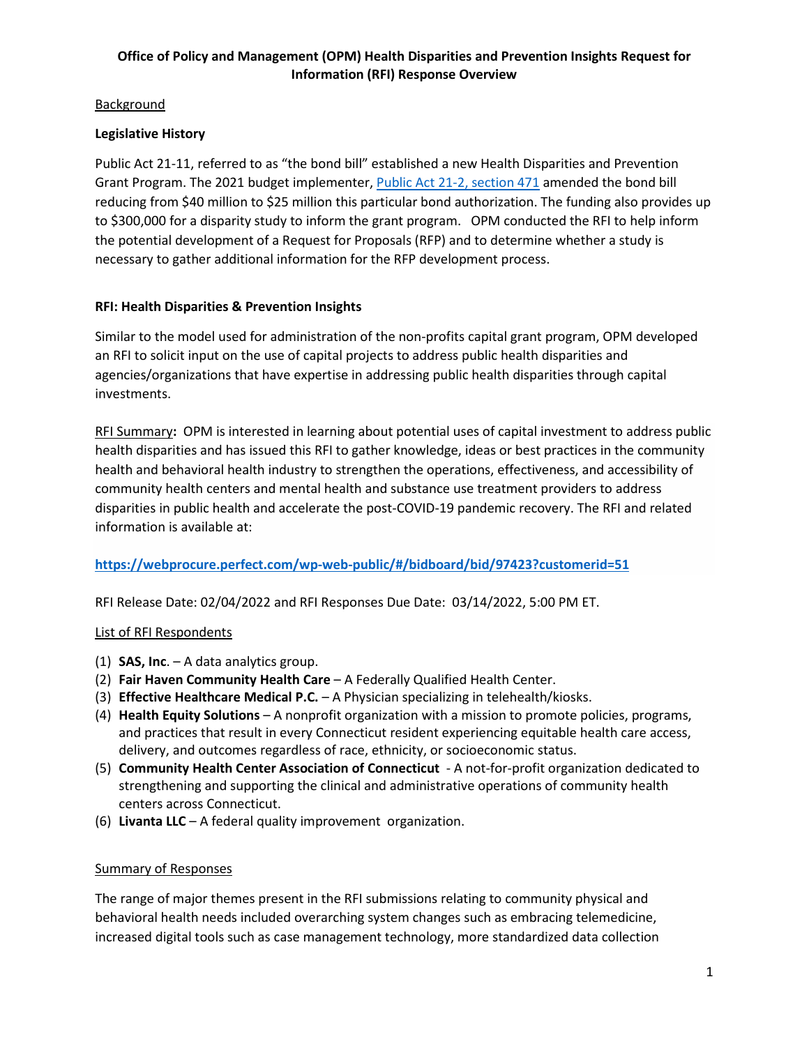# Office of Policy and Management (OPM) Health Disparities and Prevention Insights Request for Information (RFI) Response Overview

Background

**Legislative History**

Public Act 21-11, referred to as "the bond bill" established a new Health Disparities and Prevention Grant Program. The 2021 budget implementer, [Public Act 21-2, section 471](#) amended the bond bill reducing from $40 million to $25 million this particular bond authorization. The funding also provides up to $300,000 for a disparity study to inform the grant program. OPM conducted the RFI to help inform the potential development of a Request for Proposals (RFP) and to determine whether a study is necessary to gather additional information for the RFP development process.

**RFI: Health Disparities & Prevention Insights**

Similar to the model used for administration of the non-profits capital grant program, OPM developed an RFI to solicit input on the use of capital projects to address public health disparities and agencies/organizations that have expertise in addressing public health disparities through capital investments.

RFI Summary**:** OPM is interested in learning about potential uses of capital investment to address public health disparities and has issued this RFI to gather knowledge, ideas or best practices in the community health and behavioral health industry to strengthen the operations, effectiveness, and accessibility of community health centers and mental health and substance use treatment providers to address disparities in public health and accelerate the post-COVID-19 pandemic recovery. The RFI and related information is available at:

**https://webprocure.perfect.com/wp-web-public/#/bidboard/bid/97423?customerid=51**

RFI Release Date: 02/04/2022 and RFI Responses Due Date: 03/14/2022, 5:00 PM ET.

List of RFI Respondents

(1) **SAS, Inc**. – A data analytics group.
(2) **Fair Haven Community Health Care** – A Federally Qualified Health Center.
(3) **Effective Healthcare Medical P.C.** – A Physician specializing in telehealth/kiosks.
(4) **Health Equity Solutions** – A nonprofit organization with a mission to promote policies, programs, and practices that result in every Connecticut resident experiencing equitable health care access, delivery, and outcomes regardless of race, ethnicity, or socioeconomic status.
(5) **Community Health Center Association of Connecticut** - A not-for-profit organization dedicated to strengthening and supporting the clinical and administrative operations of community health centers across Connecticut.
(6) **Livanta LLC** – A federal quality improvement organization.

Summary of Responses

The range of major themes present in the RFI submissions relating to community physical and behavioral health needs included overarching system changes such as embracing telemedicine, increased digital tools such as case management technology, more standardized data collection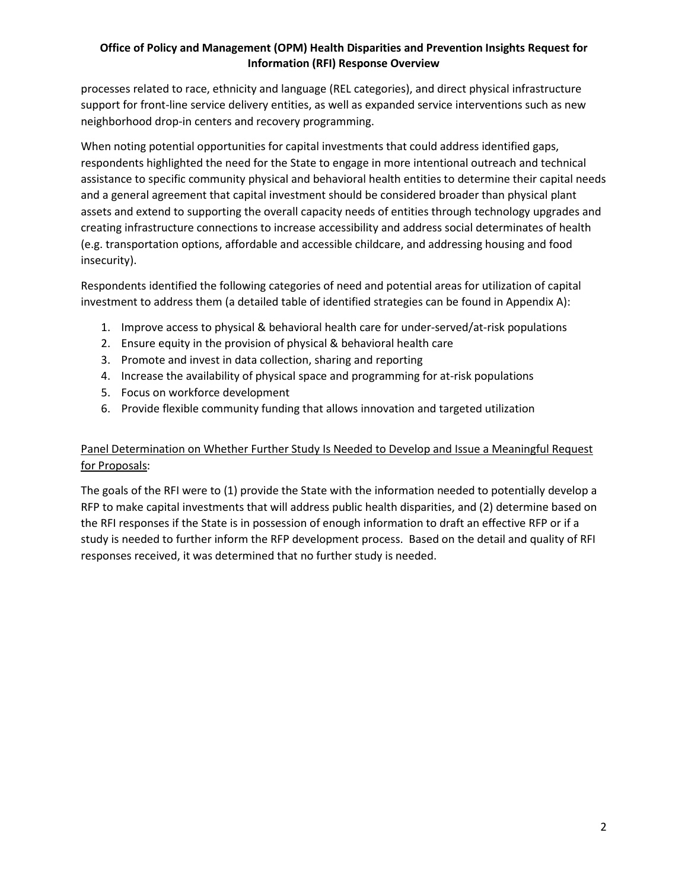processes related to race, ethnicity and language (REL categories), and direct physical infrastructure support for front-line service delivery entities, as well as expanded service interventions such as new neighborhood drop-in centers and recovery programming.

When noting potential opportunities for capital investments that could address identified gaps, respondents highlighted the need for the State to engage in more intentional outreach and technical assistance to specific community physical and behavioral health entities to determine their capital needs and a general agreement that capital investment should be considered broader than physical plant assets and extend to supporting the overall capacity needs of entities through technology upgrades and creating infrastructure connections to increase accessibility and address social determinates of health (e.g. transportation options, affordable and accessible childcare, and addressing housing and food insecurity).

Respondents identified the following categories of need and potential areas for utilization of capital investment to address them (a detailed table of identified strategies can be found in Appendix A):

1. Improve access to physical & behavioral health care for under-served/at-risk populations
2. Ensure equity in the provision of physical & behavioral health care
3. Promote and invest in data collection, sharing and reporting
4. Increase the availability of physical space and programming for at-risk populations
5. Focus on workforce development
6. Provide flexible community funding that allows innovation and targeted utilization

<u>Panel Determination on Whether Further Study Is Needed to Develop and Issue a Meaningful Request for Proposals</u>:

The goals of the RFI were to (1) provide the State with the information needed to potentially develop a RFP to make capital investments that will address public health disparities, and (2) determine based on the RFI responses if the State is in possession of enough information to draft an effective RFP or if a study is needed to further inform the RFP development process. Based on the detail and quality of RFI responses received, it was determined that no further study is needed.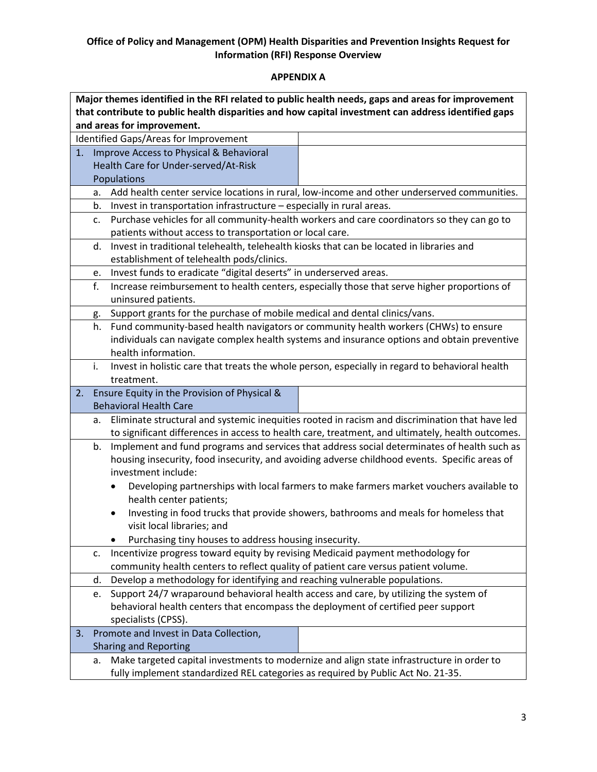**Office of Policy and Management (OPM) Health Disparities and Prevention Insights Request for Information (RFI) Response Overview**

**APPENDIX A**

| **Major themes identified in the RFI related to public health needs, gaps and areas for improvement that contribute to public health disparities and how capital investment can address identified gaps and areas for improvement.** | |
|---|---|
| Identified Gaps/Areas for Improvement | |
| 1. Improve Access to Physical & Behavioral Health Care for Under-served/At-Risk Populations | |
| a. Add health center service locations in rural, low-income and other underserved communities. | |
| b. Invest in transportation infrastructure – especially in rural areas. | |
| c. Purchase vehicles for all community-health workers and care coordinators so they can go to patients without access to transportation or local care. | |
| d. Invest in traditional telehealth, telehealth kiosks that can be located in libraries and establishment of telehealth pods/clinics. | |
| e. Invest funds to eradicate "digital deserts" in underserved areas. | |
| f. Increase reimbursement to health centers, especially those that serve higher proportions of uninsured patients. | |
| g. Support grants for the purchase of mobile medical and dental clinics/vans. | |
| h. Fund community-based health navigators or community health workers (CHWs) to ensure individuals can navigate complex health systems and insurance options and obtain preventive health information. | |
| i. Invest in holistic care that treats the whole person, especially in regard to behavioral health treatment. | |
| 2. Ensure Equity in the Provision of Physical & Behavioral Health Care | |
| a. Eliminate structural and systemic inequities rooted in racism and discrimination that have led to significant differences in access to health care, treatment, and ultimately, health outcomes. | |
| b. Implement and fund programs and services that address social determinates of health such as housing insecurity, food insecurity, and avoiding adverse childhood events. Specific areas of investment include: <br>• Developing partnerships with local farmers to make farmers market vouchers available to health center patients; <br>• Investing in food trucks that provide showers, bathrooms and meals for homeless that visit local libraries; and <br>• Purchasing tiny houses to address housing insecurity. | |
| c. Incentivize progress toward equity by revising Medicaid payment methodology for community health centers to reflect quality of patient care versus patient volume. | |
| d. Develop a methodology for identifying and reaching vulnerable populations. | |
| e. Support 24/7 wraparound behavioral health access and care, by utilizing the system of behavioral health centers that encompass the deployment of certified peer support specialists (CPSS). | |
| 3. Promote and Invest in Data Collection, Sharing and Reporting | |
| a. Make targeted capital investments to modernize and align state infrastructure in order to fully implement standardized REL categories as required by Public Act No. 21-35. | |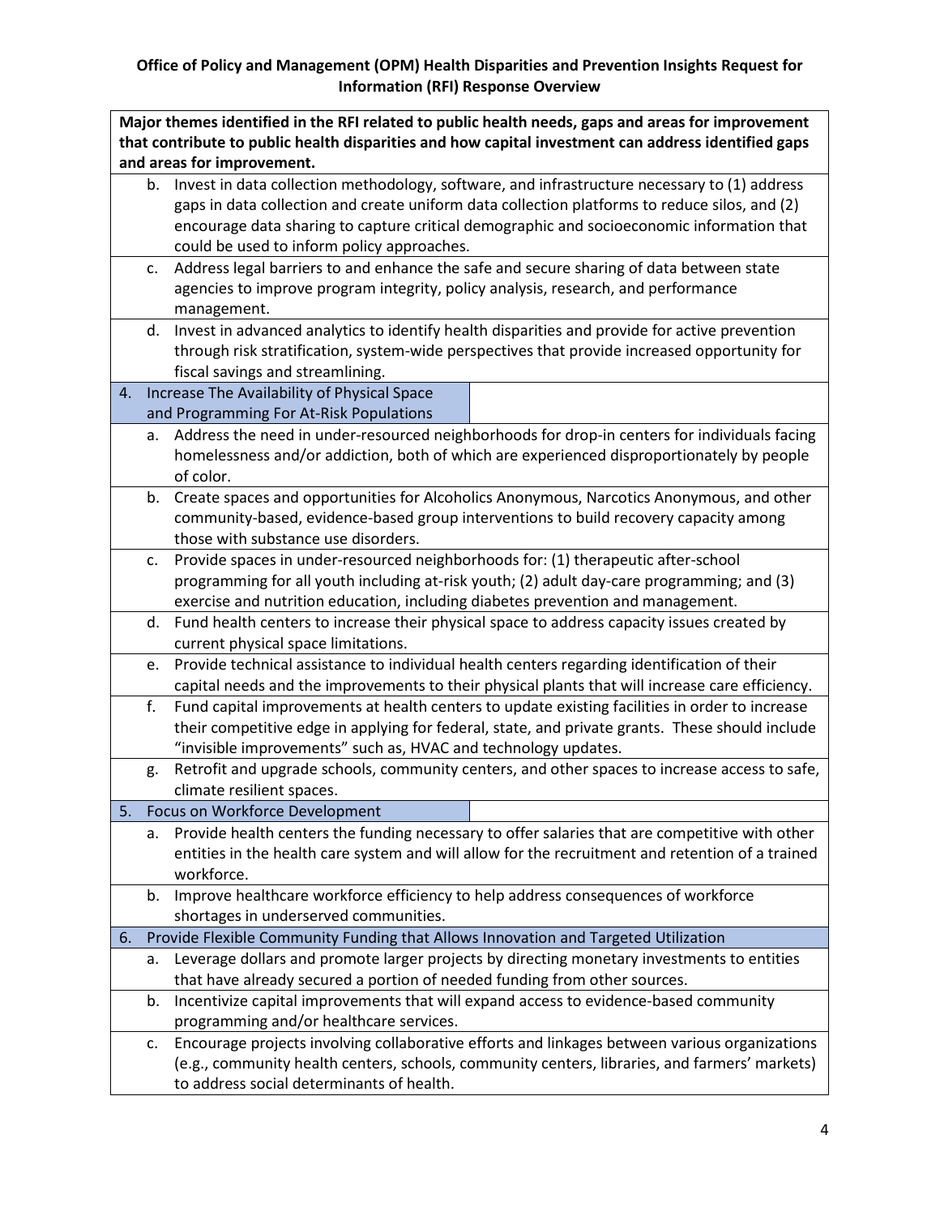**Office of Policy and Management (OPM) Health Disparities and Prevention Insights Request for Information (RFI) Response Overview**

| **Major themes identified in the RFI related to public health needs, gaps and areas for improvement that contribute to public health disparities and how capital investment can address identified gaps and areas for improvement.** |
|---|
| b. Invest in data collection methodology, software, and infrastructure necessary to (1) address gaps in data collection and create uniform data collection platforms to reduce silos, and (2) encourage data sharing to capture critical demographic and socioeconomic information that could be used to inform policy approaches. |
| c. Address legal barriers to and enhance the safe and secure sharing of data between state agencies to improve program integrity, policy analysis, research, and performance management. |
| d. Invest in advanced analytics to identify health disparities and provide for active prevention through risk stratification, system-wide perspectives that provide increased opportunity for fiscal savings and streamlining. |
| 4. Increase The Availability of Physical Space and Programming For At-Risk Populations |
| a. Address the need in under-resourced neighborhoods for drop-in centers for individuals facing homelessness and/or addiction, both of which are experienced disproportionately by people of color. |
| b. Create spaces and opportunities for Alcoholics Anonymous, Narcotics Anonymous, and other community-based, evidence-based group interventions to build recovery capacity among those with substance use disorders. |
| c. Provide spaces in under-resourced neighborhoods for: (1) therapeutic after-school programming for all youth including at-risk youth; (2) adult day-care programming; and (3) exercise and nutrition education, including diabetes prevention and management. |
| d. Fund health centers to increase their physical space to address capacity issues created by current physical space limitations. |
| e. Provide technical assistance to individual health centers regarding identification of their capital needs and the improvements to their physical plants that will increase care efficiency. |
| f. Fund capital improvements at health centers to update existing facilities in order to increase their competitive edge in applying for federal, state, and private grants. These should include "invisible improvements" such as, HVAC and technology updates. |
| g. Retrofit and upgrade schools, community centers, and other spaces to increase access to safe, climate resilient spaces. |
| 5. Focus on Workforce Development |
| a. Provide health centers the funding necessary to offer salaries that are competitive with other entities in the health care system and will allow for the recruitment and retention of a trained workforce. |
| b. Improve healthcare workforce efficiency to help address consequences of workforce shortages in underserved communities. |
| 6. Provide Flexible Community Funding that Allows Innovation and Targeted Utilization |
| a. Leverage dollars and promote larger projects by directing monetary investments to entities that have already secured a portion of needed funding from other sources. |
| b. Incentivize capital improvements that will expand access to evidence-based community programming and/or healthcare services. |
| c. Encourage projects involving collaborative efforts and linkages between various organizations (e.g., community health centers, schools, community centers, libraries, and farmers' markets) to address social determinants of health. |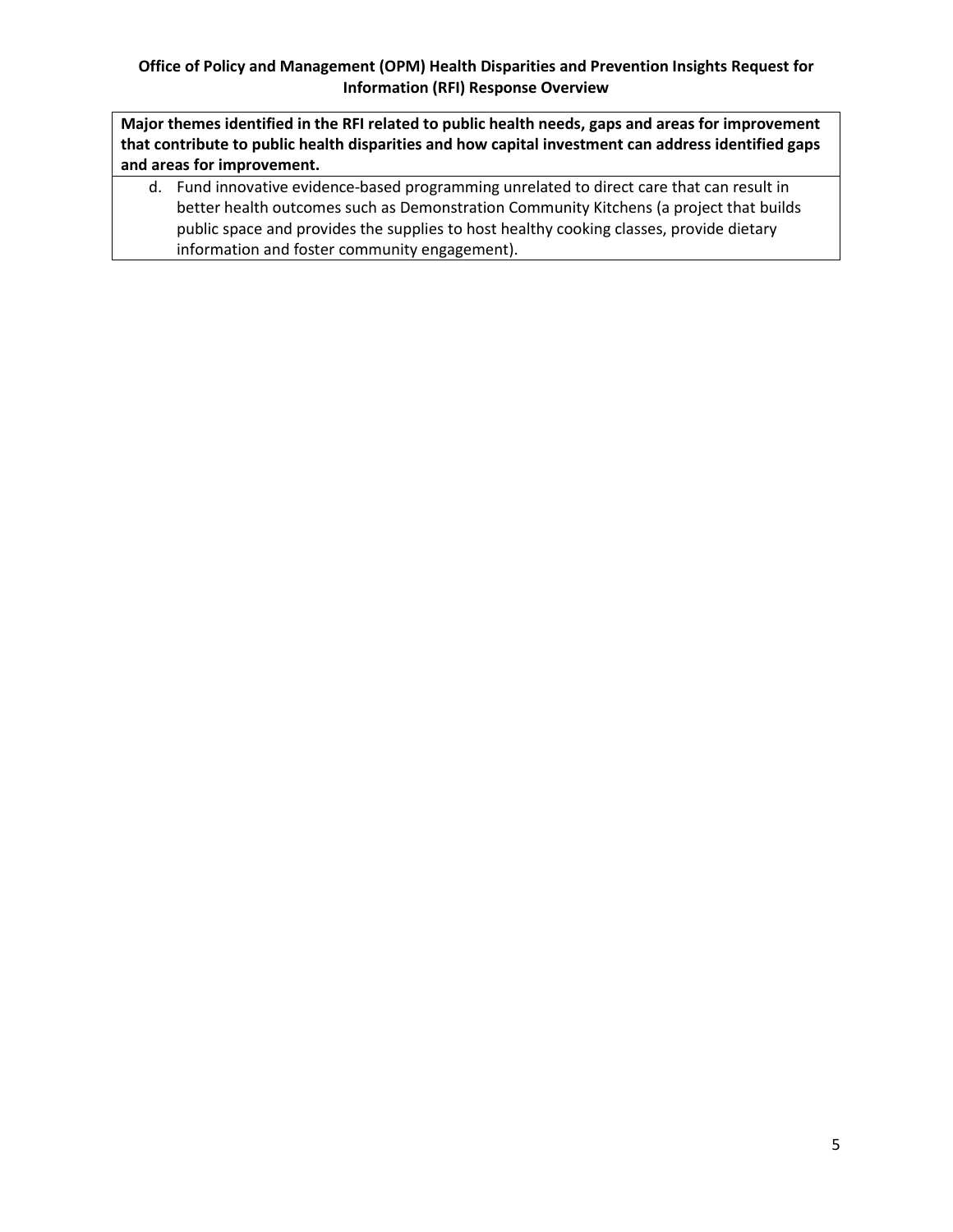| Major themes identified in the RFI related to public health needs, gaps and areas for improvement that contribute to public health disparities and how capital investment can address identified gaps and areas for improvement. |
| --- |
| d. Fund innovative evidence-based programming unrelated to direct care that can result in better health outcomes such as Demonstration Community Kitchens (a project that builds public space and provides the supplies to host healthy cooking classes, provide dietary information and foster community engagement). |